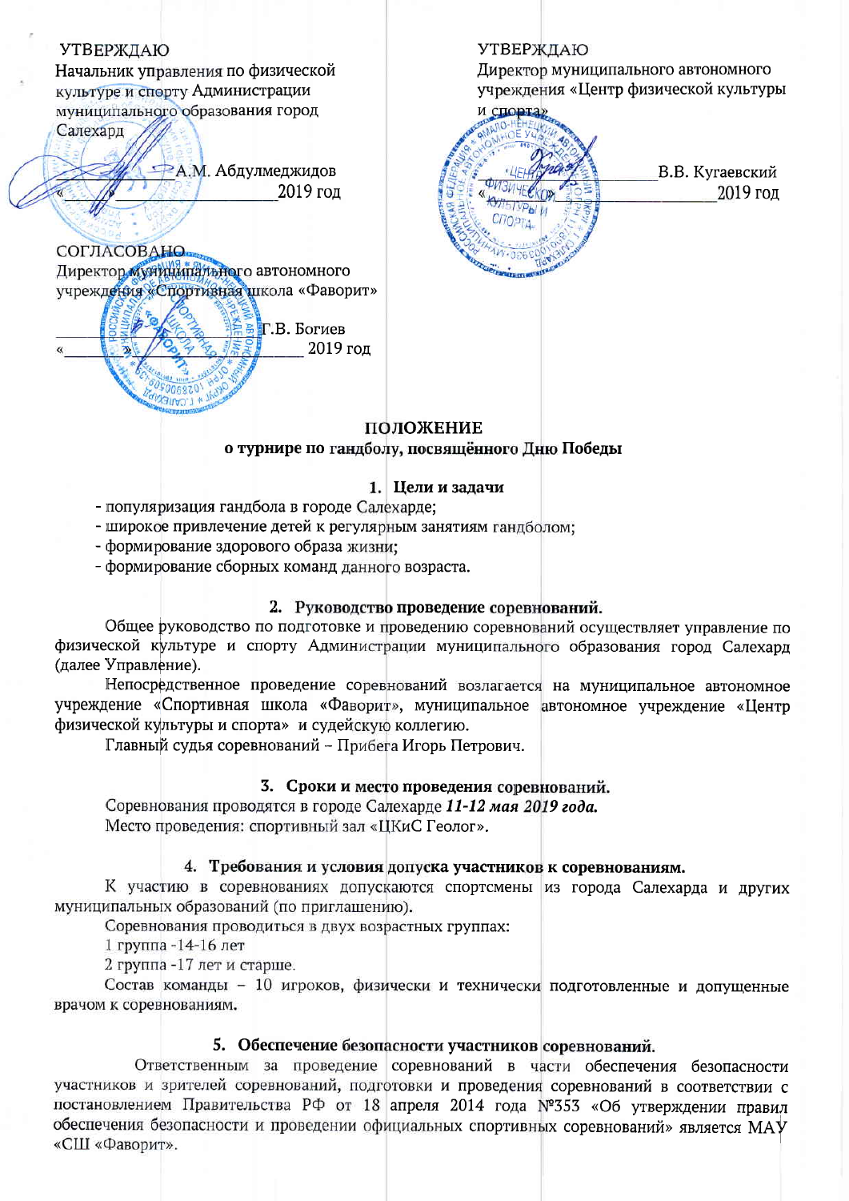УТВЕРЖДАЮ
Начальник управления по физической культуре и спорту Администрации муниципального образования город Салехард

_____________ А.М. Абдулмеджидов
«___» _______________ 2019 год

УТВЕРЖДАЮ
Директор муниципального автономного учреждения «Центр физической культуры и спорта»

_____________ В.В. Кугаевский
«___» _______________ 2019 год

СОГЛАСОВАНО
Директор муниципального автономного учреждения «Спортивная школа «Фаворит»

_____________ Г.В. Богиев
«___» _______________ 2019 год

# ПОЛОЖЕНИЕ
## о турнире по гандболу, посвящённого Дню Победы

### 1. Цели и задачи

- популяризация гандбола в городе Салехарде;
- широкое привлечение детей к регулярным занятиям гандболом;
- формирование здорового образа жизни;
- формирование сборных команд данного возраста.

### 2. Руководство проведение соревнований.

Общее руководство по подготовке и проведению соревнований осуществляет управление по физической культуре и спорту Администрации муниципального образования город Салехард (далее Управление).

Непосредственное проведение соревнований возлагается на муниципальное автономное учреждение «Спортивная школа «Фаворит», муниципальное автономное учреждение «Центр физической культуры и спорта» и судейскую коллегию.

Главный судья соревнований – Прибега Игорь Петрович.

### 3. Сроки и место проведения соревнований.

Соревнования проводятся в городе Салехарде ***11-12 мая 2019 года.***
Место проведения: спортивный зал «ЦКиС Геолог».

### 4. Требования и условия допуска участников к соревнованиям.

К участию в соревнованиях допускаются спортсмены из города Салехарда и других муниципальных образований (по приглашению).

Соревнования проводиться в двух возрастных группах:
1 группа -14-16 лет
2 группа -17 лет и старше.

Состав команды – 10 игроков, физически и технически подготовленные и допущенные врачом к соревнованиям.

### 5. Обеспечение безопасности участников соревнований.

Ответственным за проведение соревнований в части обеспечения безопасности участников и зрителей соревнований, подготовки и проведения соревнований в соответствии с постановлением Правительства РФ от 18 апреля 2014 года №353 «Об утверждении правил обеспечения безопасности и проведении официальных спортивных соревнований» является МАУ «СШ «Фаворит».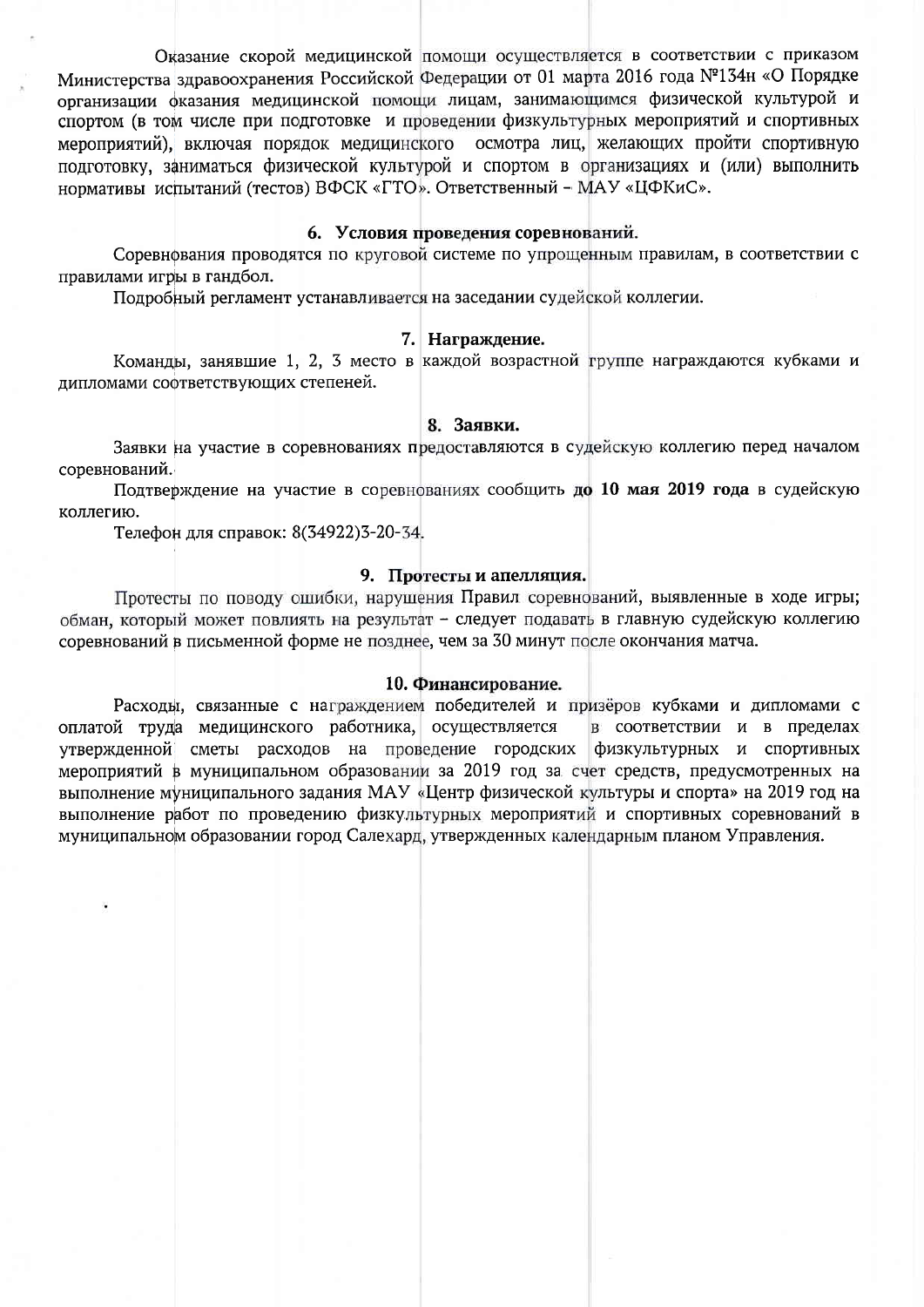Оказание скорой медицинской помощи осуществляется в соответствии с приказом Министерства здравоохранения Российской Федерации от 01 марта 2016 года №134н «О Порядке организации оказания медицинской помощи лицам, занимающимся физической культурой и спортом (в том числе при подготовке и проведении физкультурных мероприятий и спортивных мероприятий), включая порядок медицинского осмотра лиц, желающих пройти спортивную подготовку, заниматься физической культурой и спортом в организациях и (или) выполнить нормативы испытаний (тестов) ВФСК «ГТО». Ответственный – МАУ «ЦФКиС».

## 6. Условия проведения соревнований.

Соревнования проводятся по круговой системе по упрощенным правилам, в соответствии с правилами игры в гандбол.

Подробный регламент устанавливается на заседании судейской коллегии.

## 7. Награждение.

Команды, занявшие 1, 2, 3 место в каждой возрастной группе награждаются кубками и дипломами соответствующих степеней.

## 8. Заявки.

Заявки на участие в соревнованиях предоставляются в судейскую коллегию перед началом соревнований.

Подтверждение на участие в соревнованиях сообщить **до 10 мая 2019 года** в судейскую коллегию.

Телефон для справок: 8(34922)3-20-34.

## 9. Протесты и апелляция.

Протесты по поводу ошибки, нарушения Правил соревнований, выявленные в ходе игры; обман, который может повлиять на результат – следует подавать в главную судейскую коллегию соревнований в письменной форме не позднее, чем за 30 минут после окончания матча.

## 10. Финансирование.

Расходы, связанные с награждением победителей и призёров кубками и дипломами с оплатой труда медицинского работника, осуществляется в соответствии и в пределах утвержденной сметы расходов на проведение городских физкультурных и спортивных мероприятий в муниципальном образовании за 2019 год за счет средств, предусмотренных на выполнение муниципального задания МАУ «Центр физической культуры и спорта» на 2019 год на выполнение работ по проведению физкультурных мероприятий и спортивных соревнований в муниципальном образовании город Салехард, утвержденных календарным планом Управления.